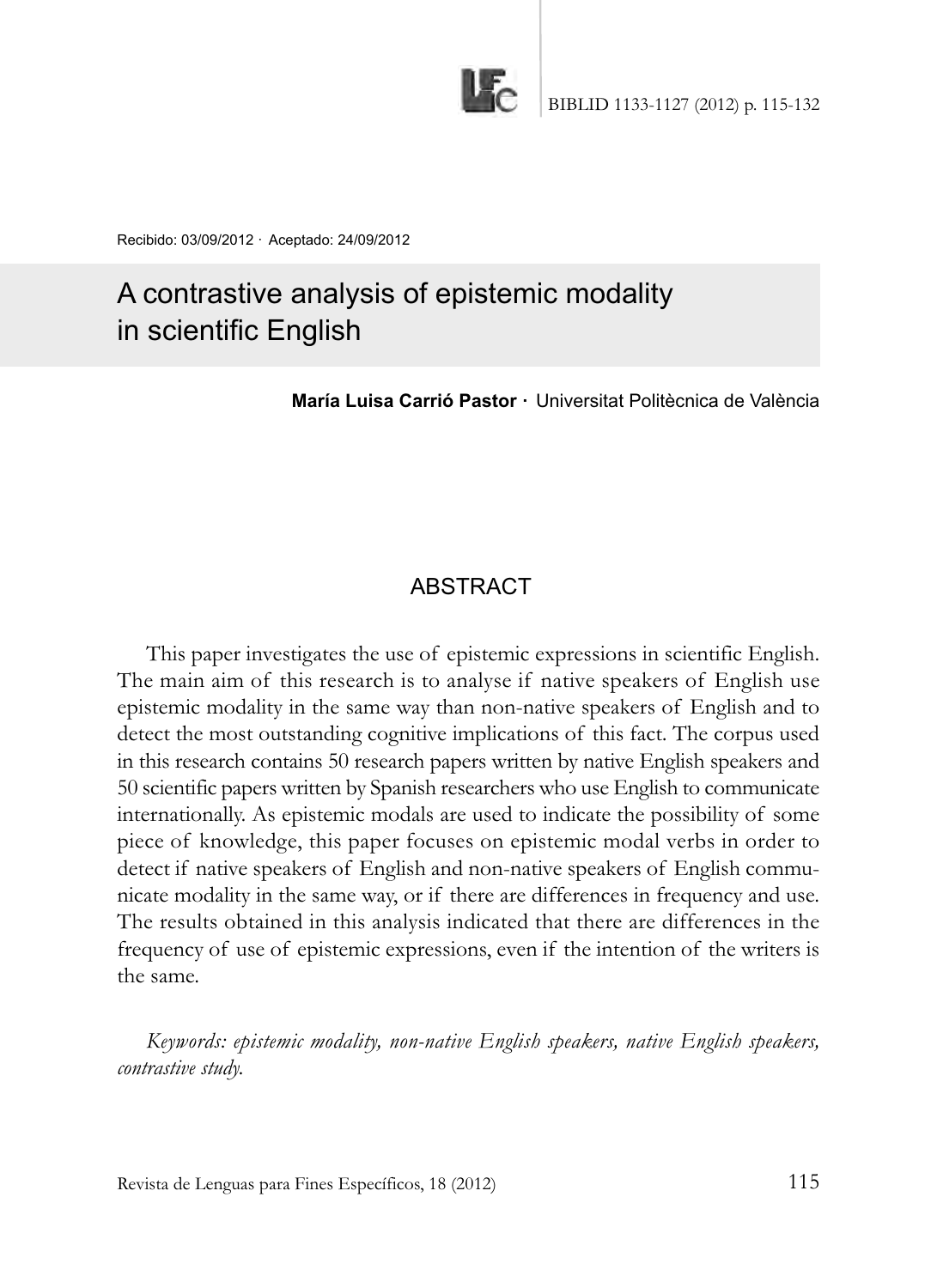Recibido: 03/09/2012 · Aceptado: 24/09/2012

# A contrastive analysis of epistemic modality in scientific English

**María Luisa Carrió Pastor** · Universitat Politècnica de València

## ABSTRACT

This paper investigates the use of epistemic expressions in scientific English. The main aim of this research is to analyse if native speakers of English use epistemic modality in the same way than non-native speakers of English and to detect the most outstanding cognitive implications of this fact. The corpus used in this research contains 50 research papers written by native English speakers and 50 scientific papers written by Spanish researchers who use English to communicate internationally. As epistemic modals are used to indicate the possibility of some piece of knowledge, this paper focuses on epistemic modal verbs in order to detect if native speakers of English and non-native speakers of English communicate modality in the same way, or if there are differences in frequency and use. The results obtained in this analysis indicated that there are differences in the frequency of use of epistemic expressions, even if the intention of the writers is the same.

*Keywords: epistemic modality, non-native English speakers, native English speakers, contrastive study.*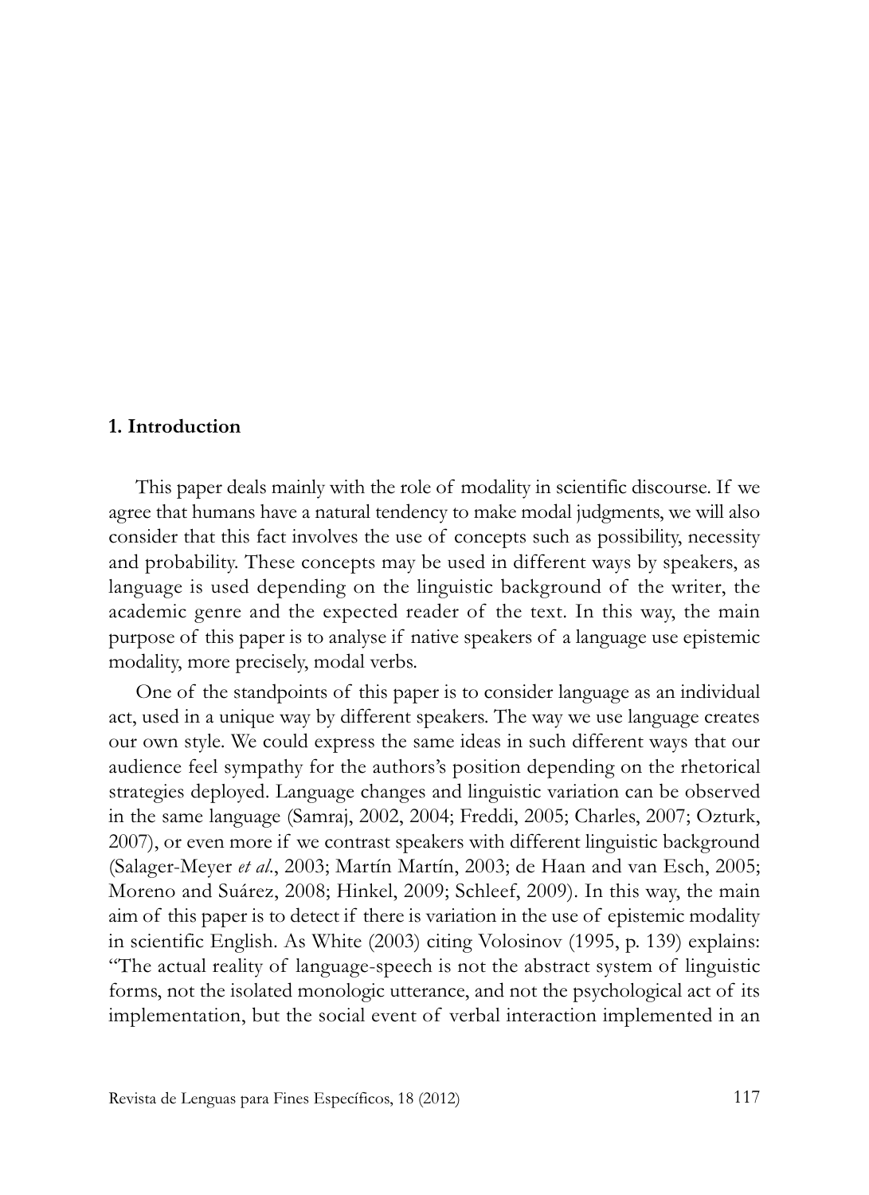## 1. Introduction

This paper deals mainly with the role of modality in scientific discourse. If we agree that humans have a natural tendency to make modal judgments, we will also consider that this fact involves the use of concepts such as possibility, necessity and probability. These concepts may be used in different ways by speakers, as language is used depending on the linguistic background of the writer, the academic genre and the expected reader of the text. In this way, the main purpose of this paper is to analyse if native speakers of a language use epistemic modality, more precisely, modal verbs.

One of the standpoints of this paper is to consider language as an individual act, used in a unique way by different speakers. The way we use language creates our own style. We could express the same ideas in such different ways that our audience feel sympathy for the authors's position depending on the rhetorical strategies deployed. Language changes and linguistic variation can be observed in the same language (Samraj, 2002, 2004; Freddi, 2005; Charles, 2007; Ozturk, 2007), or even more if we contrast speakers with different linguistic background (Salager-Meyer *et al.*, 2003; Martín Martín, 2003; de Haan and van Esch, 2005; Moreno and Suárez, 2008; Hinkel, 2009; Schleef, 2009). In this way, the main aim of this paper is to detect if there is variation in the use of epistemic modality in scientific English. As White (2003) citing Volosinov (1995, p. 139) explains: "The actual reality of language-speech is not the abstract system of linguistic forms, not the isolated monologic utterance, and not the psychological act of its implementation, but the social event of verbal interaction implemented in an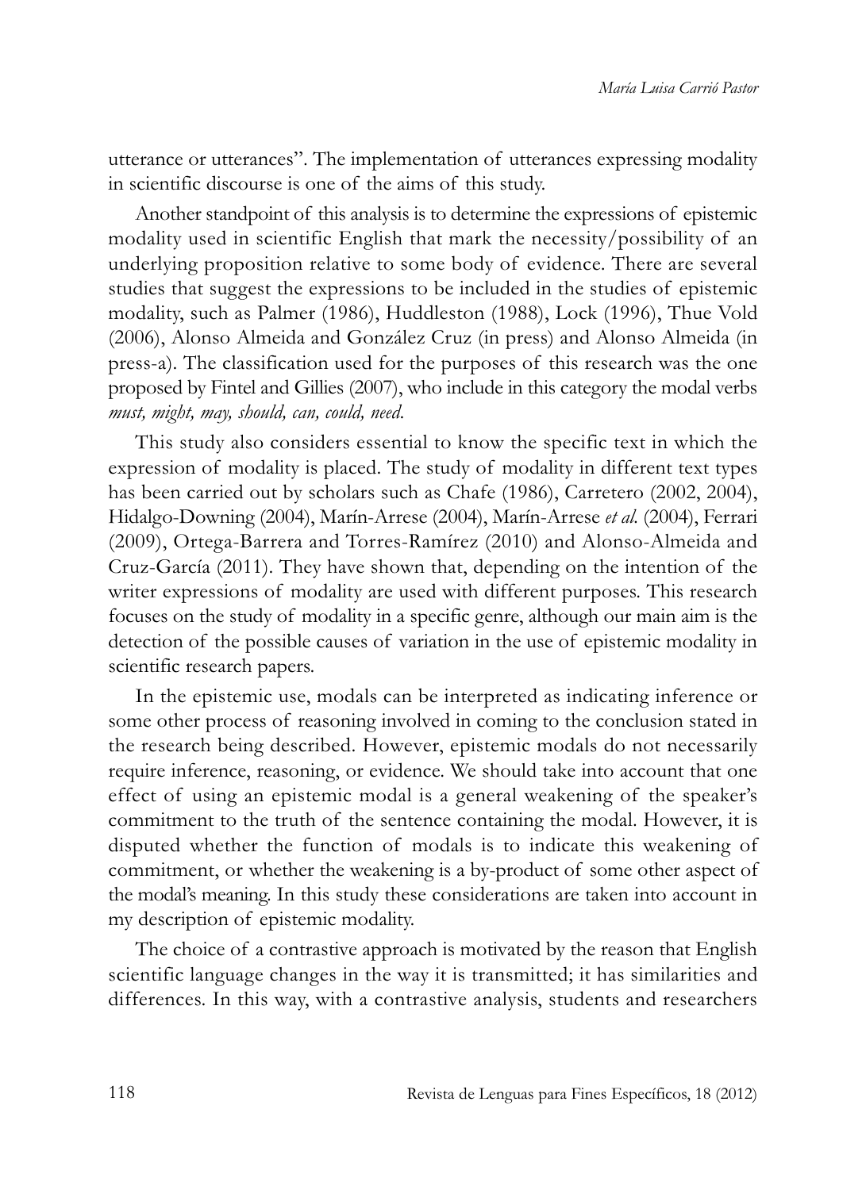utterance or utterances". The implementation of utterances expressing modality in scientific discourse is one of the aims of this study.

Another standpoint of this analysis is to determine the expressions of epistemic modality used in scientific English that mark the necessity/possibility of an underlying proposition relative to some body of evidence. There are several studies that suggest the expressions to be included in the studies of epistemic modality, such as Palmer (1986), Huddleston (1988), Lock (1996), Thue Vold (2006), Alonso Almeida and González Cruz (in press) and Alonso Almeida (in press-a). The classification used for the purposes of this research was the one proposed by Fintel and Gillies (2007), who include in this category the modal verbs *must, might, may, should, can, could, need*.

This study also considers essential to know the specific text in which the expression of modality is placed. The study of modality in different text types has been carried out by scholars such as Chafe (1986), Carretero (2002, 2004), Hidalgo-Downing (2004), Marín-Arrese (2004), Marín-Arrese *et al.* (2004), Ferrari (2009), Ortega-Barrera and Torres-Ramírez (2010) and Alonso-Almeida and Cruz-García (2011). They have shown that, depending on the intention of the writer expressions of modality are used with different purposes. This research focuses on the study of modality in a specific genre, although our main aim is the detection of the possible causes of variation in the use of epistemic modality in scientific research papers.

In the epistemic use, modals can be interpreted as indicating inference or some other process of reasoning involved in coming to the conclusion stated in the research being described. However, epistemic modals do not necessarily require inference, reasoning, or evidence. We should take into account that one effect of using an epistemic modal is a general weakening of the speaker's commitment to the truth of the sentence containing the modal. However, it is disputed whether the function of modals is to indicate this weakening of commitment, or whether the weakening is a by-product of some other aspect of the modal's meaning. In this study these considerations are taken into account in my description of epistemic modality.

The choice of a contrastive approach is motivated by the reason that English scientific language changes in the way it is transmitted; it has similarities and differences. In this way, with a contrastive analysis, students and researchers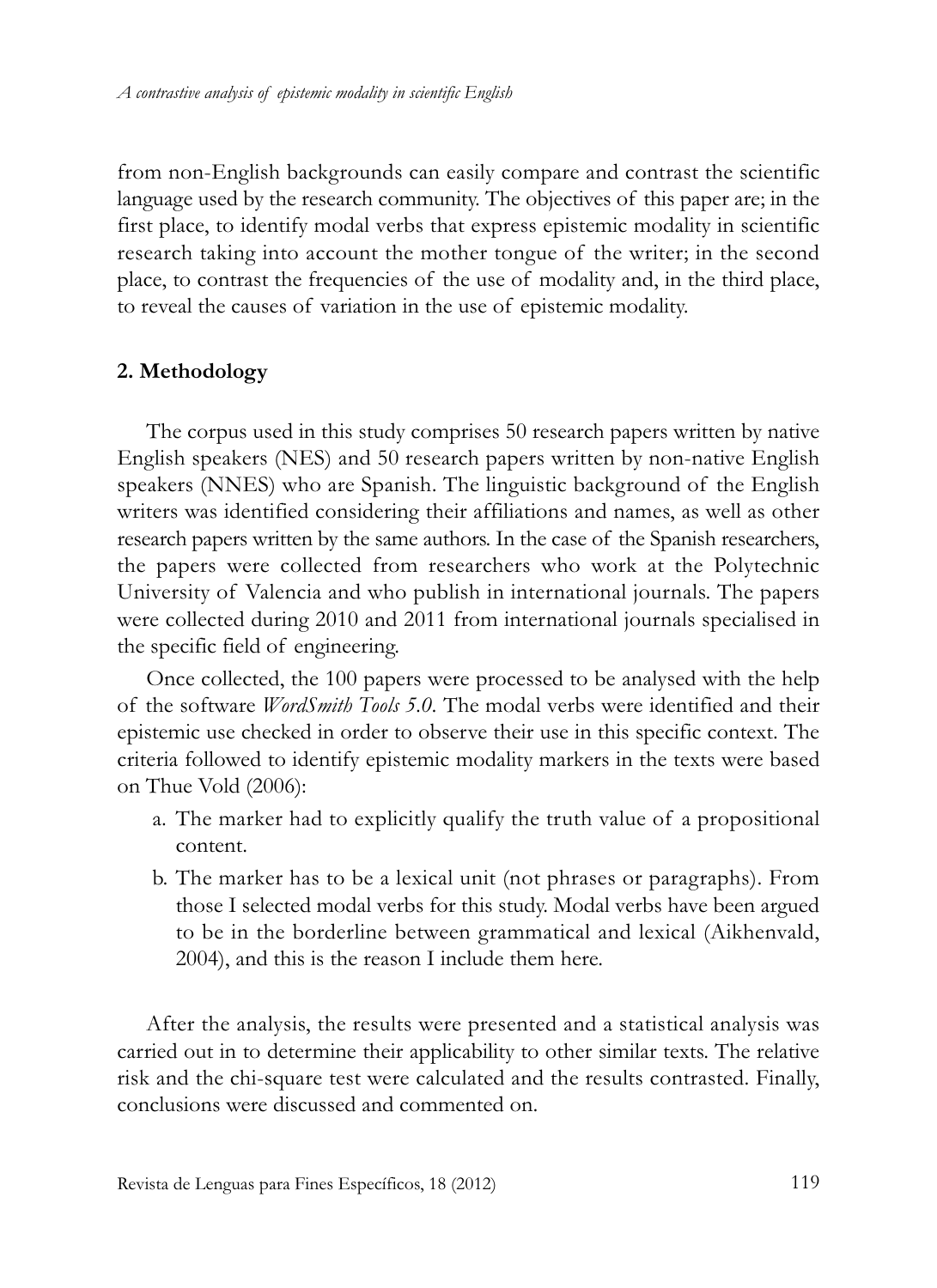from non-English backgrounds can easily compare and contrast the scientific language used by the research community. The objectives of this paper are; in the first place, to identify modal verbs that express epistemic modality in scientific research taking into account the mother tongue of the writer; in the second place, to contrast the frequencies of the use of modality and, in the third place, to reveal the causes of variation in the use of epistemic modality.

## 2. Methodology

The corpus used in this study comprises 50 research papers written by native English speakers (NES) and 50 research papers written by non-native English speakers (NNES) who are Spanish. The linguistic background of the English writers was identified considering their affiliations and names, as well as other research papers written by the same authors. In the case of the Spanish researchers, the papers were collected from researchers who work at the Polytechnic University of Valencia and who publish in international journals. The papers were collected during 2010 and 2011 from international journals specialised in the specific field of engineering.

Once collected, the 100 papers were processed to be analysed with the help of the software *WordSmith Tools 5.0*. The modal verbs were identified and their epistemic use checked in order to observe their use in this specific context. The criteria followed to identify epistemic modality markers in the texts were based on Thue Vold (2006):

a. The marker had to explicitly qualify the truth value of a propositional content.
b. The marker has to be a lexical unit (not phrases or paragraphs). From those I selected modal verbs for this study. Modal verbs have been argued to be in the borderline between grammatical and lexical (Aikhenvald, 2004), and this is the reason I include them here.

After the analysis, the results were presented and a statistical analysis was carried out in to determine their applicability to other similar texts. The relative risk and the chi-square test were calculated and the results contrasted. Finally, conclusions were discussed and commented on.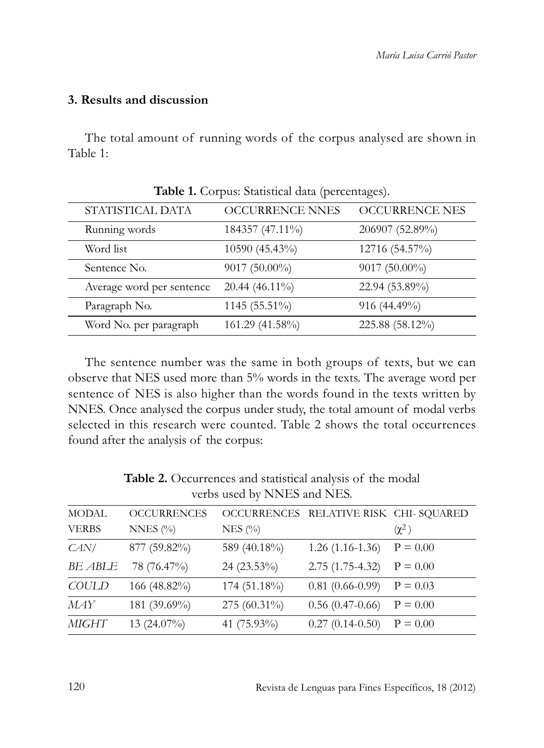## 3. Results and discussion

The total amount of running words of the corpus analysed are shown in Table 1:

**Table 1.** Corpus: Statistical data (percentages).

| STATISTICAL DATA | OCCURRENCE NNES | OCCURRENCE NES |
|---|---|---|
| Running words | 184357 (47.11%) | 206907 (52.89%) |
| Word list | 10590 (45.43%) | 12716 (54.57%) |
| Sentence No. | 9017 (50.00%) | 9017 (50.00%) |
| Average word per sentence | 20.44 (46.11%) | 22.94 (53.89%) |
| Paragraph No. | 1145 (55.51%) | 916 (44.49%) |
| Word No. per paragraph | 161.29 (41.58%) | 225.88 (58.12%) |

The sentence number was the same in both groups of texts, but we can observe that NES used more than 5% words in the texts. The average word per sentence of NES is also higher than the words found in the texts written by NNES. Once analysed the corpus under study, the total amount of modal verbs selected in this research were counted. Table 2 shows the total occurrences found after the analysis of the corpus:

**Table 2.** Occurrences and statistical analysis of the modal verbs used by NNES and NES.

| MODAL VERBS | OCCURRENCES NNES (%) | OCCURRENCES NES (%) | RELATIVE RISK | CHI- SQUARED ($\chi^2$) |
|---|---|---|---|---|
| *CAN/* | 877 (59.82%) | 589 (40.18%) | 1.26 (1.16-1.36) | P = 0.00 |
| *BE ABLE* | 78 (76.47%) | 24 (23.53%) | 2.75 (1.75-4.32) | P = 0.00 |
| *COULD* | 166 (48.82%) | 174 (51.18%) | 0.81 (0.66-0.99) | P = 0.03 |
| *MAY* | 181 (39.69%) | 275 (60.31%) | 0.56 (0.47-0.66) | P = 0.00 |
| *MIGHT* | 13 (24.07%) | 41 (75.93%) | 0.27 (0.14-0.50) | P = 0.00 |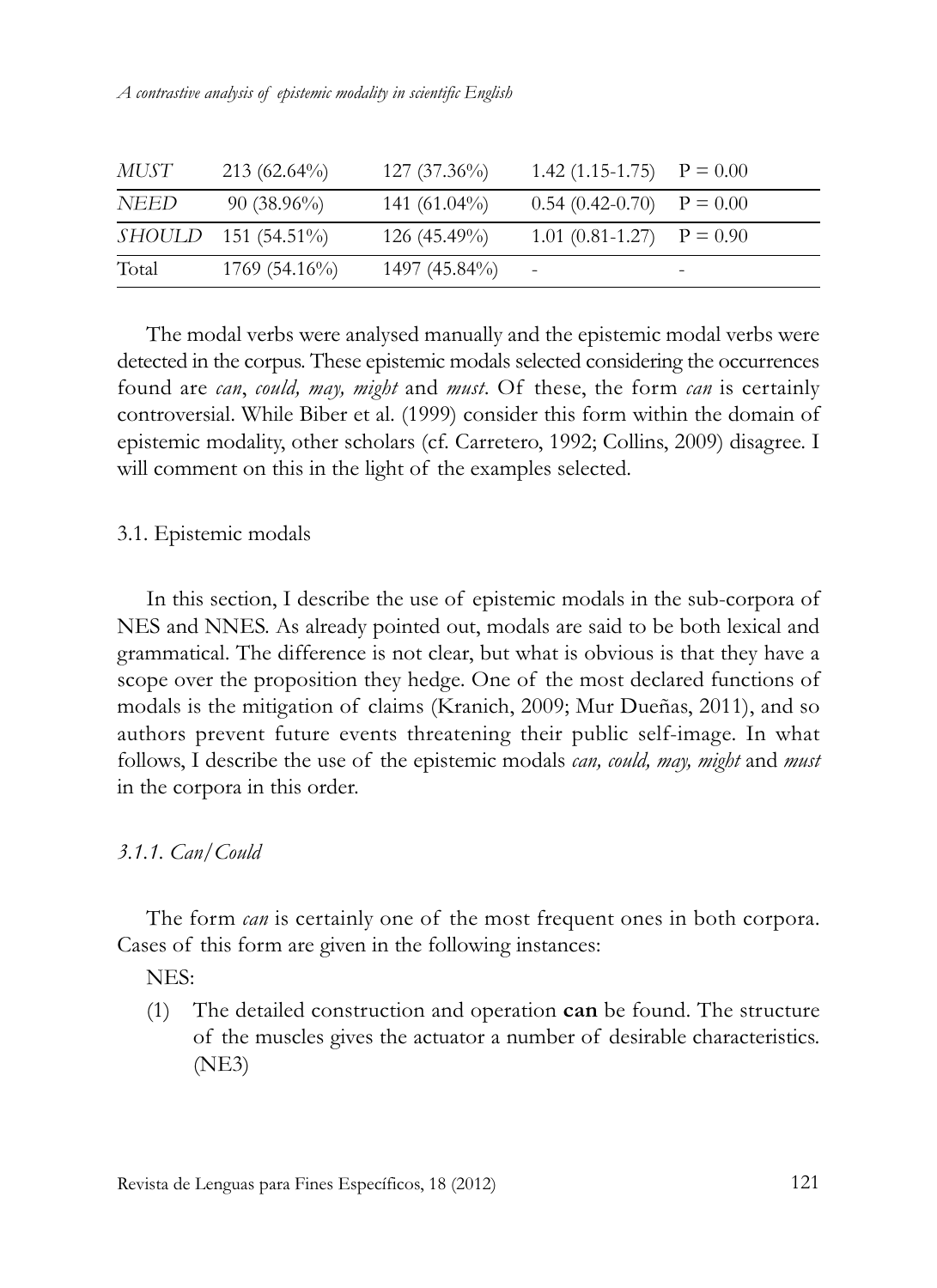| *MUST* | 213 (62.64%) | 127 (37.36%) | 1.42 (1.15-1.75) | P = 0.00 |
|---|---|---|---|---|
| *NEED* | 90 (38.96%) | 141 (61.04%) | 0.54 (0.42-0.70) | P = 0.00 |
| *SHOULD* | 151 (54.51%) | 126 (45.49%) | 1.01 (0.81-1.27) | P = 0.90 |
| Total | 1769 (54.16%) | 1497 (45.84%) | - | - |

The modal verbs were analysed manually and the epistemic modal verbs were detected in the corpus. These epistemic modals selected considering the occurrences found are *can*, *could, may, might* and *must*. Of these, the form *can* is certainly controversial. While Biber et al. (1999) consider this form within the domain of epistemic modality, other scholars (cf. Carretero, 1992; Collins, 2009) disagree. I will comment on this in the light of the examples selected.

### 3.1. Epistemic modals

In this section, I describe the use of epistemic modals in the sub-corpora of NES and NNES. As already pointed out, modals are said to be both lexical and grammatical. The difference is not clear, but what is obvious is that they have a scope over the proposition they hedge. One of the most declared functions of modals is the mitigation of claims (Kranich, 2009; Mur Dueñas, 2011), and so authors prevent future events threatening their public self-image. In what follows, I describe the use of the epistemic modals *can, could, may, might* and *must* in the corpora in this order.

#### *3.1.1. Can/Could*

The form *can* is certainly one of the most frequent ones in both corpora. Cases of this form are given in the following instances:

NES:

(1) The detailed construction and operation **can** be found. The structure of the muscles gives the actuator a number of desirable characteristics. (NE3)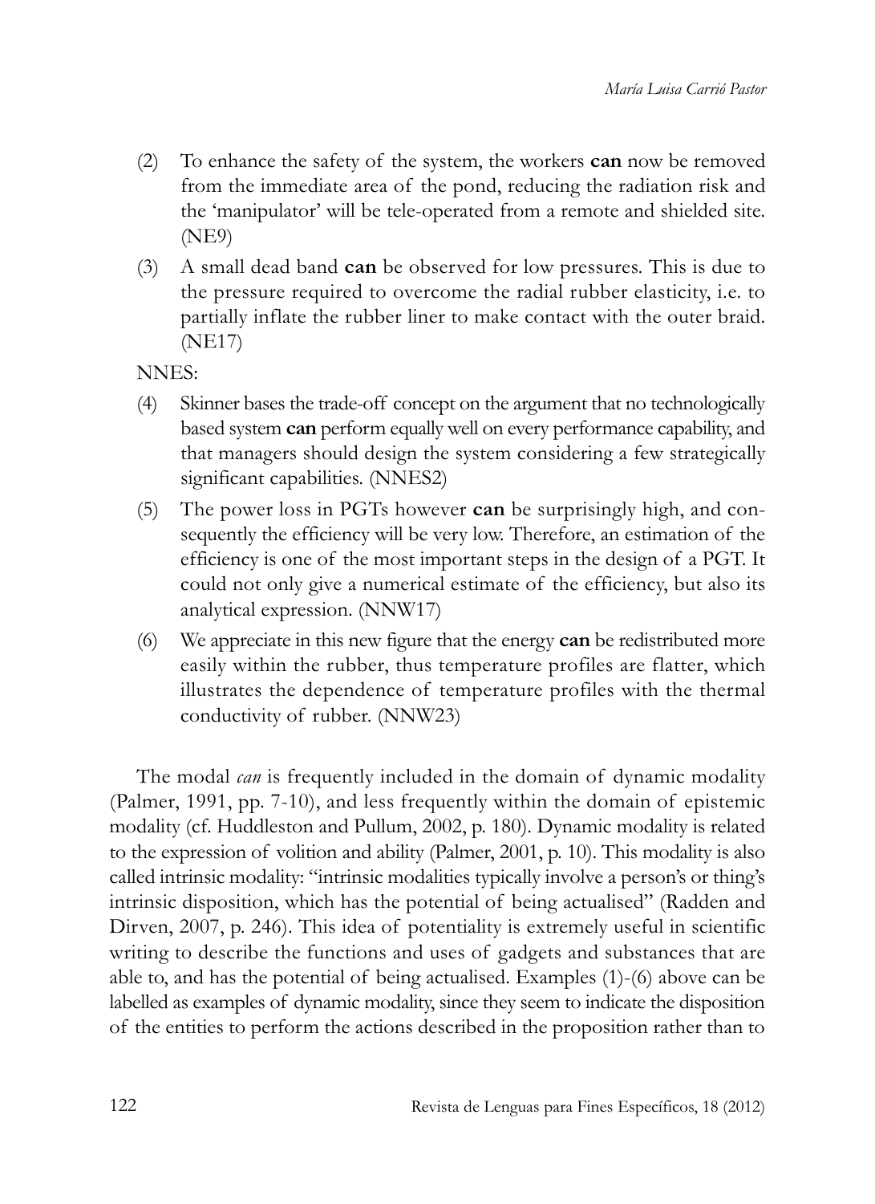(2) To enhance the safety of the system, the workers **can** now be removed from the immediate area of the pond, reducing the radiation risk and the 'manipulator' will be tele-operated from a remote and shielded site. (NE9)

(3) A small dead band **can** be observed for low pressures. This is due to the pressure required to overcome the radial rubber elasticity, i.e. to partially inflate the rubber liner to make contact with the outer braid. (NE17)

NNES:

(4) Skinner bases the trade-off concept on the argument that no technologically based system **can** perform equally well on every performance capability, and that managers should design the system considering a few strategically significant capabilities. (NNES2)

(5) The power loss in PGTs however **can** be surprisingly high, and consequently the efficiency will be very low. Therefore, an estimation of the efficiency is one of the most important steps in the design of a PGT. It could not only give a numerical estimate of the efficiency, but also its analytical expression. (NNW17)

(6) We appreciate in this new figure that the energy **can** be redistributed more easily within the rubber, thus temperature profiles are flatter, which illustrates the dependence of temperature profiles with the thermal conductivity of rubber. (NNW23)

The modal *can* is frequently included in the domain of dynamic modality (Palmer, 1991, pp. 7-10), and less frequently within the domain of epistemic modality (cf. Huddleston and Pullum, 2002, p. 180). Dynamic modality is related to the expression of volition and ability (Palmer, 2001, p. 10). This modality is also called intrinsic modality: "intrinsic modalities typically involve a person's or thing's intrinsic disposition, which has the potential of being actualised" (Radden and Dirven, 2007, p. 246). This idea of potentiality is extremely useful in scientific writing to describe the functions and uses of gadgets and substances that are able to, and has the potential of being actualised. Examples (1)-(6) above can be labelled as examples of dynamic modality, since they seem to indicate the disposition of the entities to perform the actions described in the proposition rather than to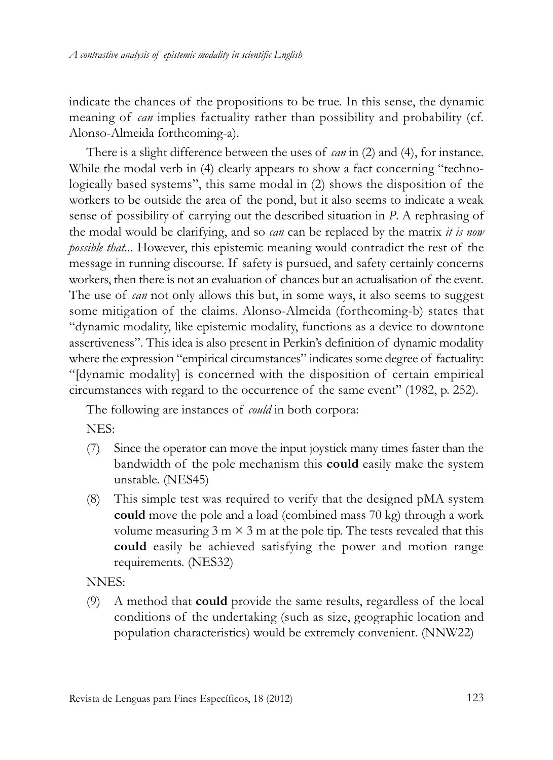indicate the chances of the propositions to be true. In this sense, the dynamic meaning of *can* implies factuality rather than possibility and probability (cf. Alonso-Almeida forthcoming-a).

There is a slight difference between the uses of *can* in (2) and (4), for instance. While the modal verb in (4) clearly appears to show a fact concerning "technologically based systems", this same modal in (2) shows the disposition of the workers to be outside the area of the pond, but it also seems to indicate a weak sense of possibility of carrying out the described situation in *P*. A rephrasing of the modal would be clarifying, and so *can* can be replaced by the matrix *it is now possible that...* However, this epistemic meaning would contradict the rest of the message in running discourse. If safety is pursued, and safety certainly concerns workers, then there is not an evaluation of chances but an actualisation of the event. The use of *can* not only allows this but, in some ways, it also seems to suggest some mitigation of the claims. Alonso-Almeida (forthcoming-b) states that "dynamic modality, like epistemic modality, functions as a device to downtone assertiveness". This idea is also present in Perkin's definition of dynamic modality where the expression "empirical circumstances" indicates some degree of factuality: "[dynamic modality] is concerned with the disposition of certain empirical circumstances with regard to the occurrence of the same event" (1982, p. 252).

The following are instances of *could* in both corpora:

NES:

(7) Since the operator can move the input joystick many times faster than the bandwidth of the pole mechanism this **could** easily make the system unstable. (NES45)

(8) This simple test was required to verify that the designed pMA system **could** move the pole and a load (combined mass 70 kg) through a work volume measuring $3 \text{ m} \times 3 \text{ m}$ at the pole tip. The tests revealed that this **could** easily be achieved satisfying the power and motion range requirements. (NES32)

NNES:

(9) A method that **could** provide the same results, regardless of the local conditions of the undertaking (such as size, geographic location and population characteristics) would be extremely convenient. (NNW22)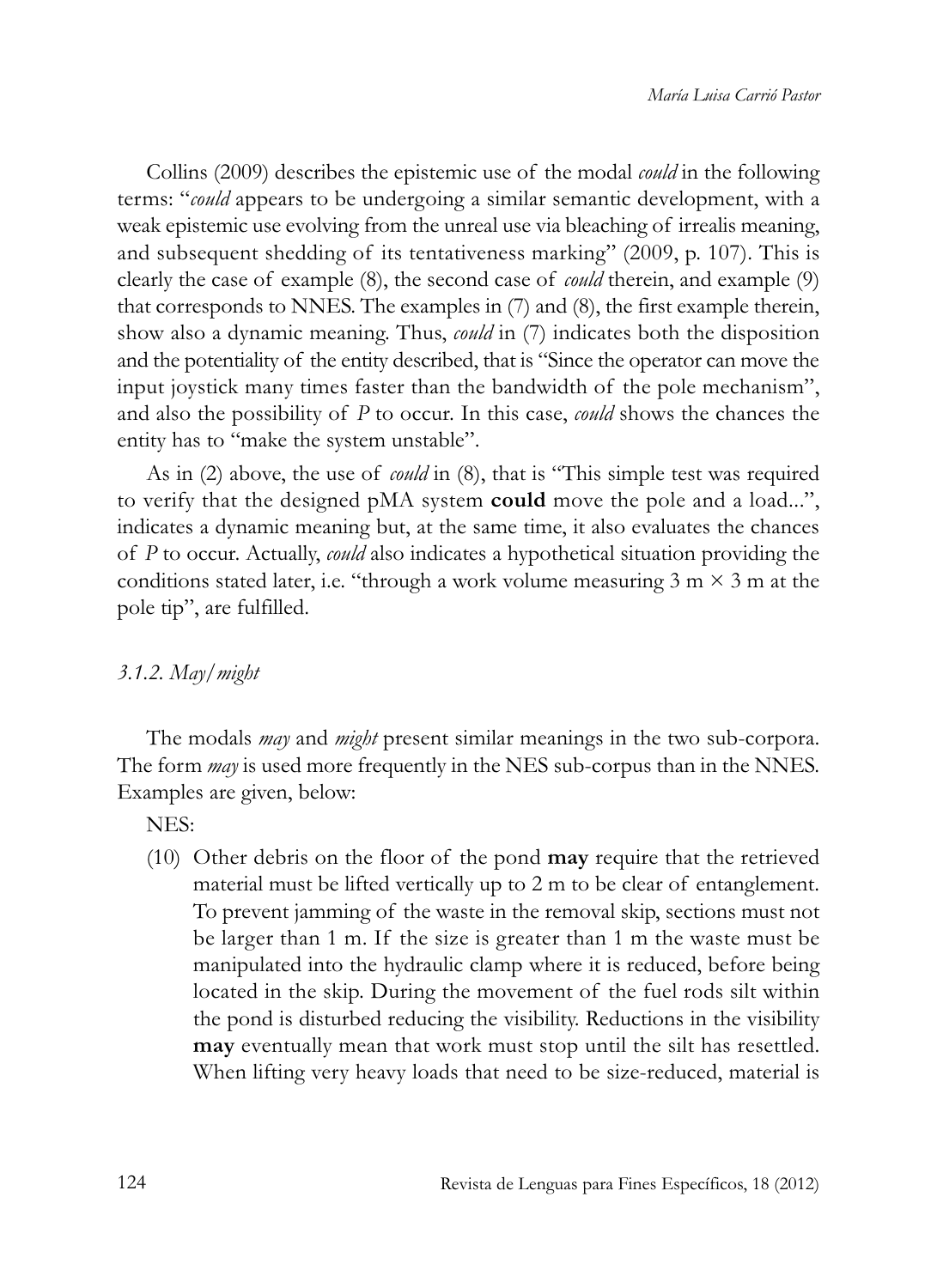Collins (2009) describes the epistemic use of the modal *could* in the following terms: "*could* appears to be undergoing a similar semantic development, with a weak epistemic use evolving from the unreal use via bleaching of irrealis meaning, and subsequent shedding of its tentativeness marking" (2009, p. 107). This is clearly the case of example (8), the second case of *could* therein, and example (9) that corresponds to NNES. The examples in (7) and (8), the first example therein, show also a dynamic meaning. Thus, *could* in (7) indicates both the disposition and the potentiality of the entity described, that is "Since the operator can move the input joystick many times faster than the bandwidth of the pole mechanism", and also the possibility of *P* to occur. In this case, *could* shows the chances the entity has to "make the system unstable".

As in (2) above, the use of *could* in (8), that is "This simple test was required to verify that the designed pMA system **could** move the pole and a load...", indicates a dynamic meaning but, at the same time, it also evaluates the chances of *P* to occur. Actually, *could* also indicates a hypothetical situation providing the conditions stated later, i.e. "through a work volume measuring 3 m × 3 m at the pole tip", are fulfilled.

### *3.1.2. May/might*

The modals *may* and *might* present similar meanings in the two sub-corpora. The form *may* is used more frequently in the NES sub-corpus than in the NNES. Examples are given, below:

NES:

(10) Other debris on the floor of the pond **may** require that the retrieved material must be lifted vertically up to 2 m to be clear of entanglement. To prevent jamming of the waste in the removal skip, sections must not be larger than 1 m. If the size is greater than 1 m the waste must be manipulated into the hydraulic clamp where it is reduced, before being located in the skip. During the movement of the fuel rods silt within the pond is disturbed reducing the visibility. Reductions in the visibility **may** eventually mean that work must stop until the silt has resettled. When lifting very heavy loads that need to be size-reduced, material is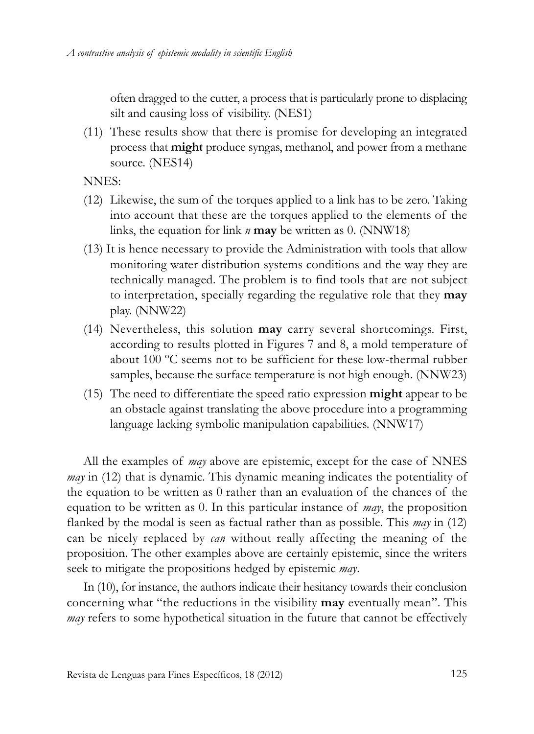often dragged to the cutter, a process that is particularly prone to displacing silt and causing loss of visibility. (NES1)

(11) These results show that there is promise for developing an integrated process that **might** produce syngas, methanol, and power from a methane source. (NES14)

NNES:

(12) Likewise, the sum of the torques applied to a link has to be zero. Taking into account that these are the torques applied to the elements of the links, the equation for link *n* **may** be written as 0. (NNW18)

(13) It is hence necessary to provide the Administration with tools that allow monitoring water distribution systems conditions and the way they are technically managed. The problem is to find tools that are not subject to interpretation, specially regarding the regulative role that they **may** play. (NNW22)

(14) Nevertheless, this solution **may** carry several shortcomings. First, according to results plotted in Figures 7 and 8, a mold temperature of about 100 ºC seems not to be sufficient for these low-thermal rubber samples, because the surface temperature is not high enough. (NNW23)

(15) The need to differentiate the speed ratio expression **might** appear to be an obstacle against translating the above procedure into a programming language lacking symbolic manipulation capabilities. (NNW17)

All the examples of *may* above are epistemic, except for the case of NNES *may* in (12) that is dynamic. This dynamic meaning indicates the potentiality of the equation to be written as 0 rather than an evaluation of the chances of the equation to be written as 0. In this particular instance of *may*, the proposition flanked by the modal is seen as factual rather than as possible. This *may* in (12) can be nicely replaced by *can* without really affecting the meaning of the proposition. The other examples above are certainly epistemic, since the writers seek to mitigate the propositions hedged by epistemic *may*.

In (10), for instance, the authors indicate their hesitancy towards their conclusion concerning what "the reductions in the visibility **may** eventually mean". This *may* refers to some hypothetical situation in the future that cannot be effectively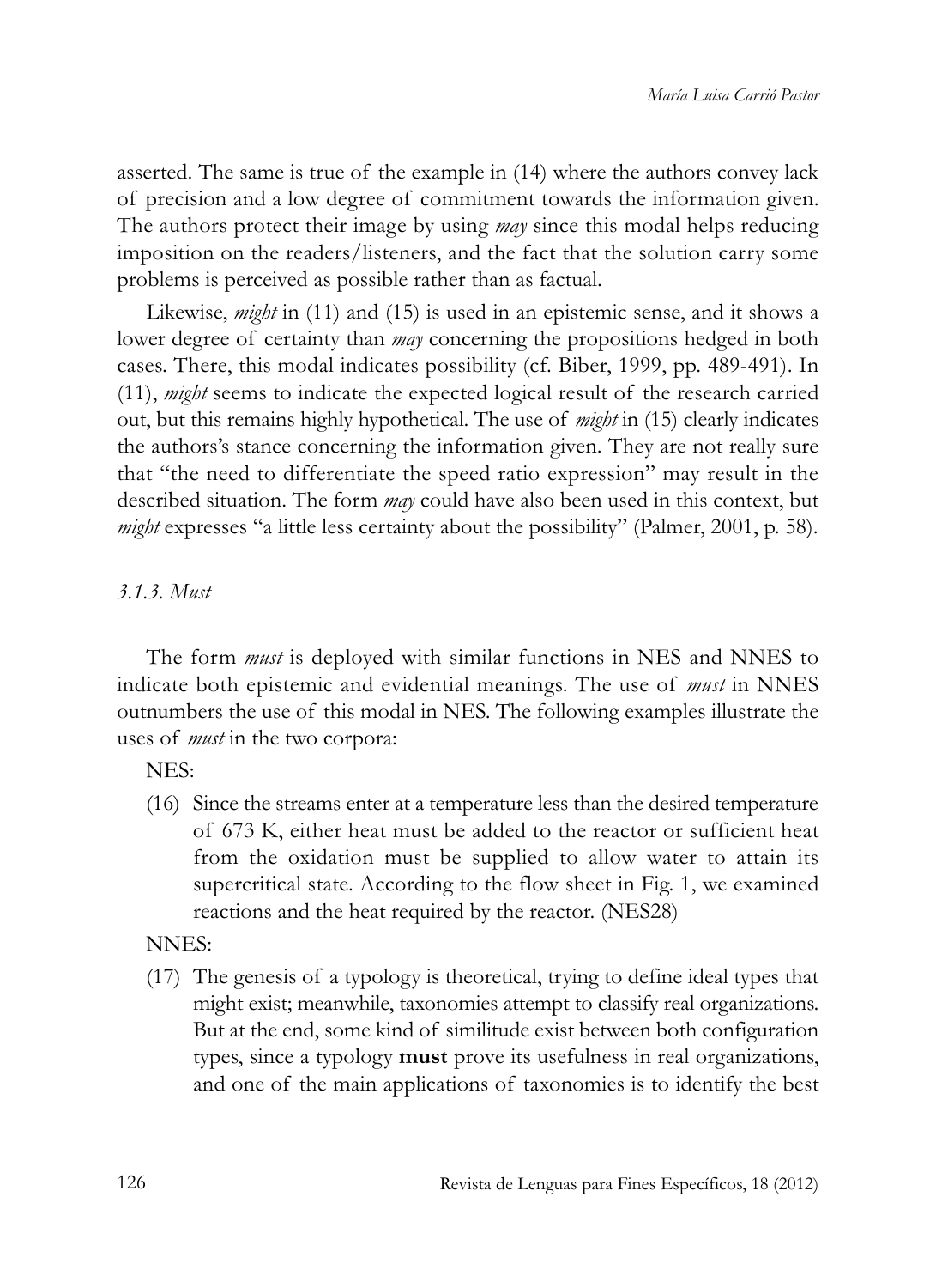asserted. The same is true of the example in (14) where the authors convey lack of precision and a low degree of commitment towards the information given. The authors protect their image by using *may* since this modal helps reducing imposition on the readers/listeners, and the fact that the solution carry some problems is perceived as possible rather than as factual.

Likewise, *might* in (11) and (15) is used in an epistemic sense, and it shows a lower degree of certainty than *may* concerning the propositions hedged in both cases. There, this modal indicates possibility (cf. Biber, 1999, pp. 489-491). In (11), *might* seems to indicate the expected logical result of the research carried out, but this remains highly hypothetical. The use of *might* in (15) clearly indicates the authors's stance concerning the information given. They are not really sure that "the need to differentiate the speed ratio expression" may result in the described situation. The form *may* could have also been used in this context, but *might* expresses "a little less certainty about the possibility" (Palmer, 2001, p. 58).

### *3.1.3. Must*

The form *must* is deployed with similar functions in NES and NNES to indicate both epistemic and evidential meanings. The use of *must* in NNES outnumbers the use of this modal in NES. The following examples illustrate the uses of *must* in the two corpora:

NES:

(16) Since the streams enter at a temperature less than the desired temperature of 673 K, either heat must be added to the reactor or sufficient heat from the oxidation must be supplied to allow water to attain its supercritical state. According to the flow sheet in Fig. 1, we examined reactions and the heat required by the reactor. (NES28)

NNES:

(17) The genesis of a typology is theoretical, trying to define ideal types that might exist; meanwhile, taxonomies attempt to classify real organizations. But at the end, some kind of similitude exist between both configuration types, since a typology **must** prove its usefulness in real organizations, and one of the main applications of taxonomies is to identify the best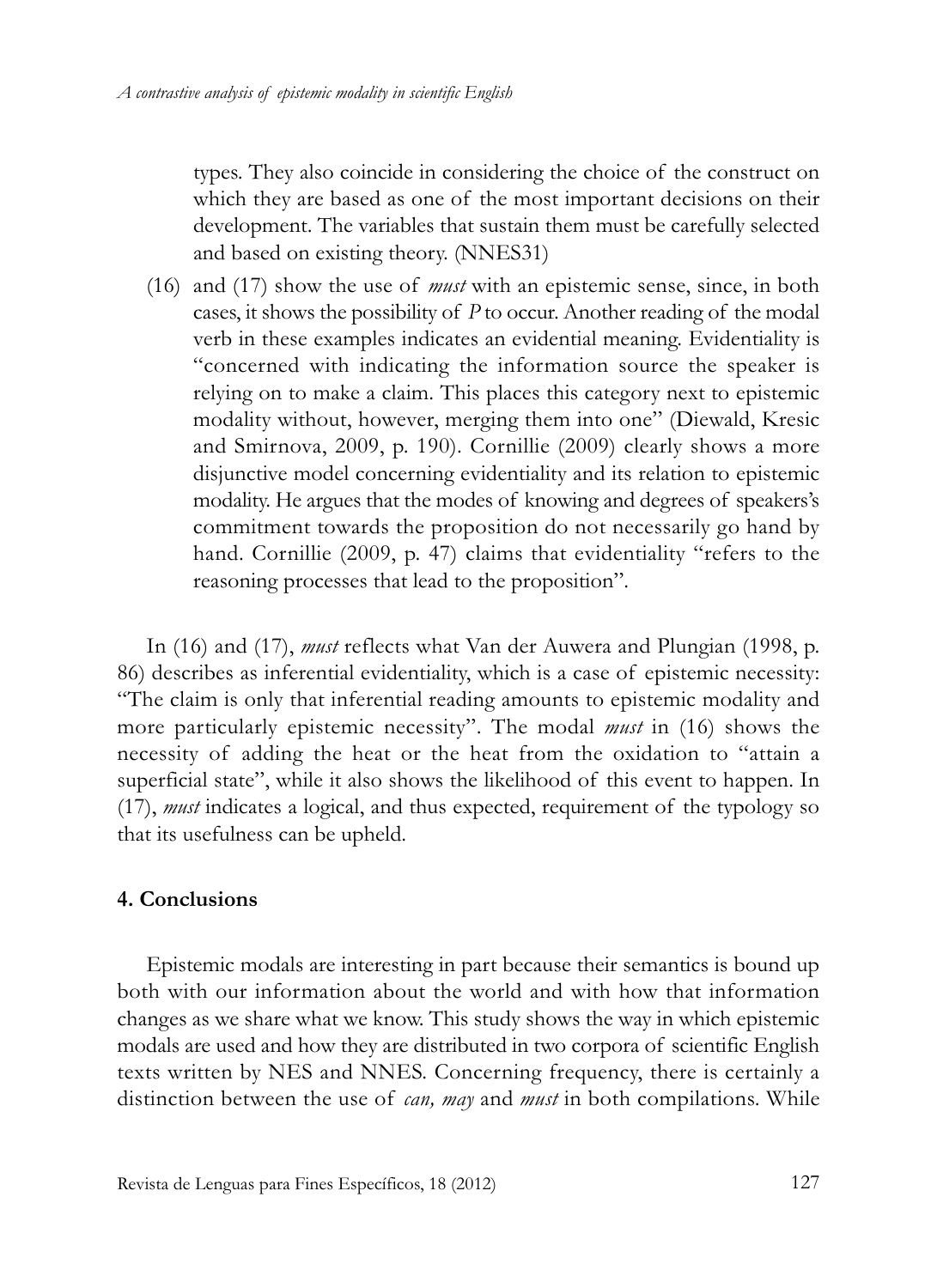types. They also coincide in considering the choice of the construct on which they are based as one of the most important decisions on their development. The variables that sustain them must be carefully selected and based on existing theory. (NNES31)

(16) and (17) show the use of *must* with an epistemic sense, since, in both cases, it shows the possibility of *P* to occur. Another reading of the modal verb in these examples indicates an evidential meaning. Evidentiality is "concerned with indicating the information source the speaker is relying on to make a claim. This places this category next to epistemic modality without, however, merging them into one" (Diewald, Kresic and Smirnova, 2009, p. 190). Cornillie (2009) clearly shows a more disjunctive model concerning evidentiality and its relation to epistemic modality. He argues that the modes of knowing and degrees of speakers's commitment towards the proposition do not necessarily go hand by hand. Cornillie (2009, p. 47) claims that evidentiality "refers to the reasoning processes that lead to the proposition".

In (16) and (17), *must* reflects what Van der Auwera and Plungian (1998, p. 86) describes as inferential evidentiality, which is a case of epistemic necessity: "The claim is only that inferential reading amounts to epistemic modality and more particularly epistemic necessity". The modal *must* in (16) shows the necessity of adding the heat or the heat from the oxidation to "attain a superficial state", while it also shows the likelihood of this event to happen. In (17), *must* indicates a logical, and thus expected, requirement of the typology so that its usefulness can be upheld.

## 4. Conclusions

Epistemic modals are interesting in part because their semantics is bound up both with our information about the world and with how that information changes as we share what we know. This study shows the way in which epistemic modals are used and how they are distributed in two corpora of scientific English texts written by NES and NNES. Concerning frequency, there is certainly a distinction between the use of *can, may* and *must* in both compilations. While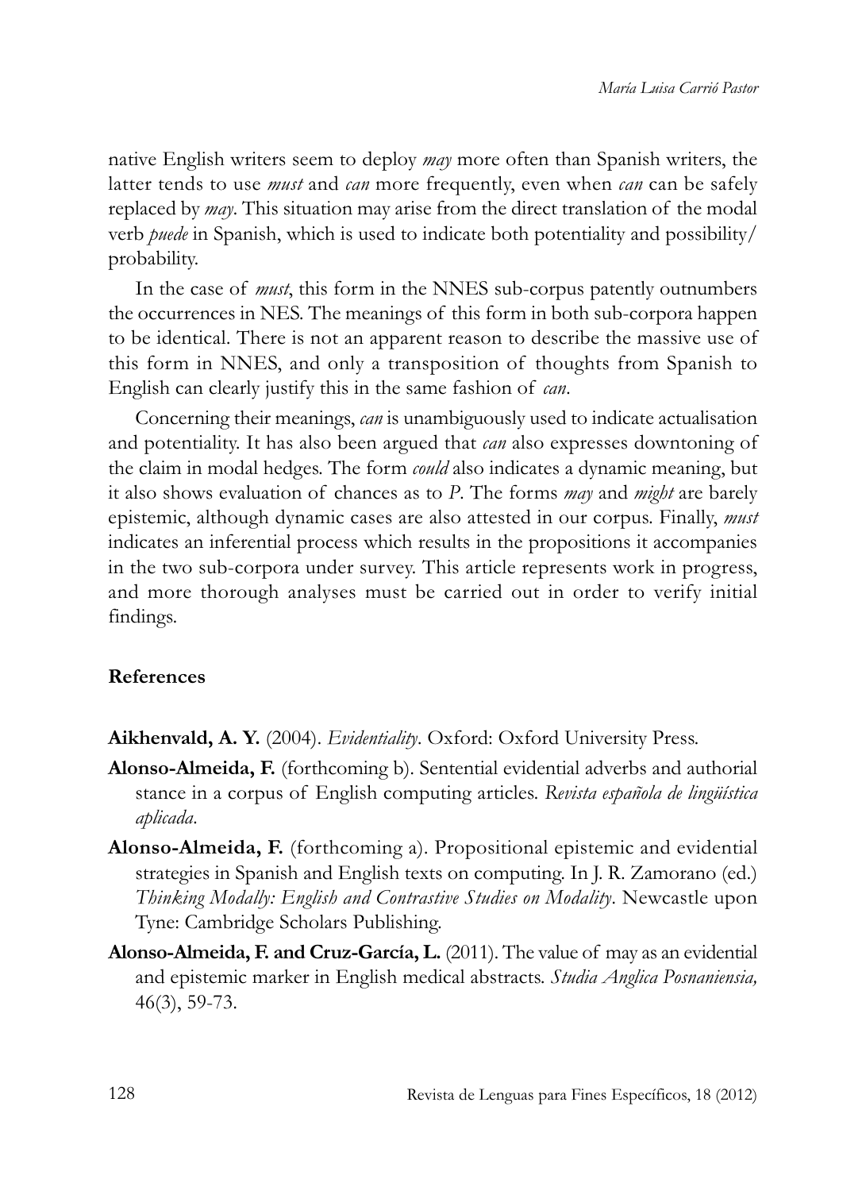native English writers seem to deploy *may* more often than Spanish writers, the latter tends to use *must* and *can* more frequently, even when *can* can be safely replaced by *may*. This situation may arise from the direct translation of the modal verb *puede* in Spanish, which is used to indicate both potentiality and possibility/ probability.

In the case of *must*, this form in the NNES sub-corpus patently outnumbers the occurrences in NES. The meanings of this form in both sub-corpora happen to be identical. There is not an apparent reason to describe the massive use of this form in NNES, and only a transposition of thoughts from Spanish to English can clearly justify this in the same fashion of *can*.

Concerning their meanings, *can* is unambiguously used to indicate actualisation and potentiality. It has also been argued that *can* also expresses downtoning of the claim in modal hedges. The form *could* also indicates a dynamic meaning, but it also shows evaluation of chances as to *P*. The forms *may* and *might* are barely epistemic, although dynamic cases are also attested in our corpus. Finally, *must* indicates an inferential process which results in the propositions it accompanies in the two sub-corpora under survey. This article represents work in progress, and more thorough analyses must be carried out in order to verify initial findings.

## References

**Aikhenvald, A. Y.** (2004). *Evidentiality*. Oxford: Oxford University Press.

**Alonso-Almeida, F.** (forthcoming b). Sentential evidential adverbs and authorial stance in a corpus of English computing articles. *Revista española de lingüística aplicada*.

**Alonso-Almeida, F.** (forthcoming a). Propositional epistemic and evidential strategies in Spanish and English texts on computing. In J. R. Zamorano (ed.) *Thinking Modally: English and Contrastive Studies on Modality*. Newcastle upon Tyne: Cambridge Scholars Publishing.

**Alonso-Almeida, F. and Cruz-García, L.** (2011). The value of may as an evidential and epistemic marker in English medical abstracts. *Studia Anglica Posnaniensia,* 46(3), 59-73.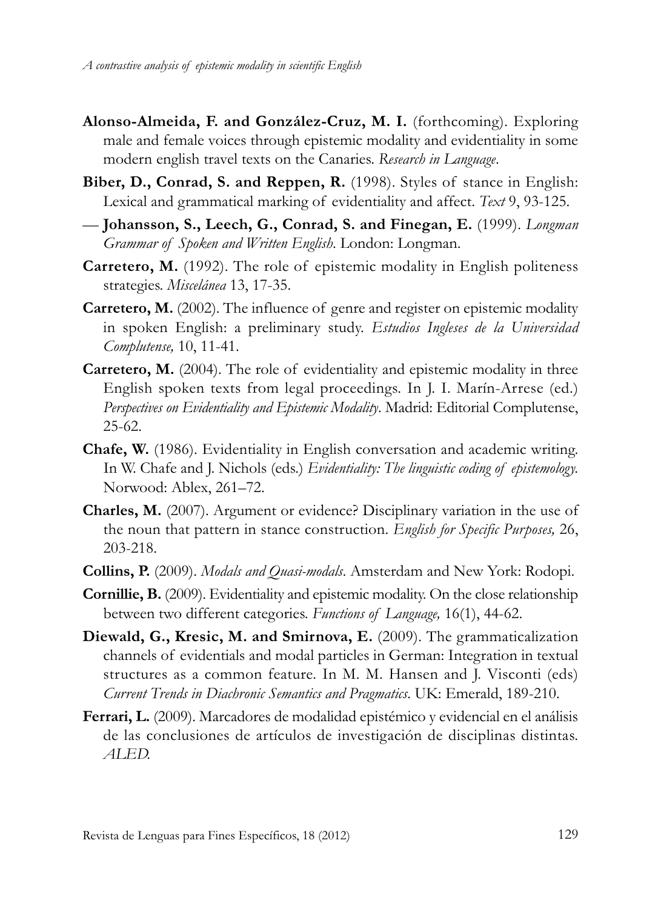**Alonso-Almeida, F. and González-Cruz, M. I.** (forthcoming). Exploring male and female voices through epistemic modality and evidentiality in some modern english travel texts on the Canaries. *Research in Language*.

**Biber, D., Conrad, S. and Reppen, R.** (1998). Styles of stance in English: Lexical and grammatical marking of evidentiality and affect. *Text* 9, 93-125.

— **Johansson, S., Leech, G., Conrad, S. and Finegan, E.** (1999). *Longman Grammar of Spoken and Written English*. London: Longman.

**Carretero, M.** (1992). The role of epistemic modality in English politeness strategies. *Miscelánea* 13, 17-35.

**Carretero, M.** (2002). The influence of genre and register on epistemic modality in spoken English: a preliminary study. *Estudios Ingleses de la Universidad Complutense,* 10, 11-41.

**Carretero, M.** (2004). The role of evidentiality and epistemic modality in three English spoken texts from legal proceedings. In J. I. Marín-Arrese (ed.) *Perspectives on Evidentiality and Epistemic Modality*. Madrid: Editorial Complutense, 25-62.

**Chafe, W.** (1986). Evidentiality in English conversation and academic writing. In W. Chafe and J. Nichols (eds.) *Evidentiality: The linguistic coding of epistemology.* Norwood: Ablex, 261–72.

**Charles, M.** (2007). Argument or evidence? Disciplinary variation in the use of the noun that pattern in stance construction. *English for Specific Purposes,* 26, 203-218.

**Collins, P.** (2009). *Modals and Quasi-modals*. Amsterdam and New York: Rodopi.

**Cornillie, B.** (2009). Evidentiality and epistemic modality. On the close relationship between two different categories. *Functions of Language,* 16(1), 44-62.

**Diewald, G., Kresic, M. and Smirnova, E.** (2009). The grammaticalization channels of evidentials and modal particles in German: Integration in textual structures as a common feature. In M. M. Hansen and J. Visconti (eds) *Current Trends in Diachronic Semantics and Pragmatics*. UK: Emerald, 189-210.

**Ferrari, L.** (2009). Marcadores de modalidad epistémico y evidencial en el análisis de las conclusiones de artículos de investigación de disciplinas distintas. *ALED.*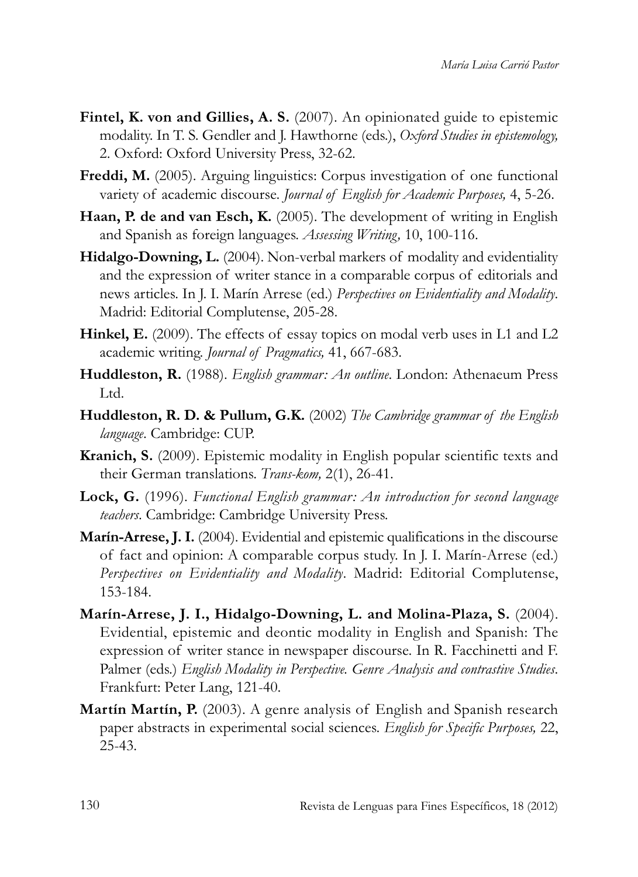**Fintel, K. von and Gillies, A. S.** (2007). An opinionated guide to epistemic modality. In T. S. Gendler and J. Hawthorne (eds.), *Oxford Studies in epistemology,* 2. Oxford: Oxford University Press, 32-62.

**Freddi, M.** (2005). Arguing linguistics: Corpus investigation of one functional variety of academic discourse. *Journal of English for Academic Purposes,* 4, 5-26.

**Haan, P. de and van Esch, K.** (2005). The development of writing in English and Spanish as foreign languages. *Assessing Writing,* 10, 100-116.

**Hidalgo-Downing, L.** (2004). Non-verbal markers of modality and evidentiality and the expression of writer stance in a comparable corpus of editorials and news articles. In J. I. Marín Arrese (ed.) *Perspectives on Evidentiality and Modality*. Madrid: Editorial Complutense, 205-28.

**Hinkel, E.** (2009). The effects of essay topics on modal verb uses in L1 and L2 academic writing. *Journal of Pragmatics,* 41, 667-683.

**Huddleston, R.** (1988). *English grammar: An outline*. London: Athenaeum Press Ltd.

**Huddleston, R. D. & Pullum, G.K.** (2002) *The Cambridge grammar of the English language*. Cambridge: CUP.

**Kranich, S.** (2009). Epistemic modality in English popular scientific texts and their German translations. *Trans-kom,* 2(1), 26-41.

**Lock, G.** (1996). *Functional English grammar: An introduction for second language teachers*. Cambridge: Cambridge University Press.

**Marín-Arrese, J. I.** (2004). Evidential and epistemic qualifications in the discourse of fact and opinion: A comparable corpus study. In J. I. Marín-Arrese (ed.) *Perspectives on Evidentiality and Modality*. Madrid: Editorial Complutense, 153-184.

**Marín-Arrese, J. I., Hidalgo-Downing, L. and Molina-Plaza, S.** (2004). Evidential, epistemic and deontic modality in English and Spanish: The expression of writer stance in newspaper discourse. In R. Facchinetti and F. Palmer (eds.) *English Modality in Perspective. Genre Analysis and contrastive Studies*. Frankfurt: Peter Lang, 121-40.

**Martín Martín, P.** (2003). A genre analysis of English and Spanish research paper abstracts in experimental social sciences. *English for Specific Purposes,* 22, 25-43.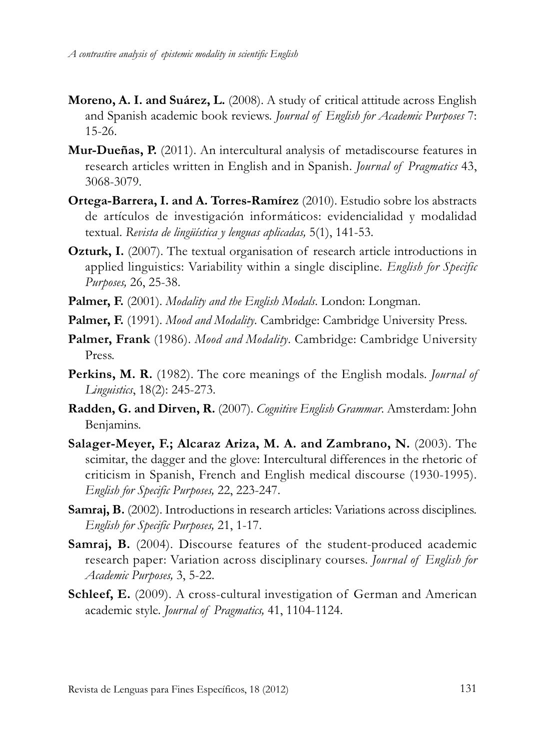**Moreno, A. I. and Suárez, L.** (2008). A study of critical attitude across English and Spanish academic book reviews. *Journal of English for Academic Purposes* 7: 15-26.

**Mur-Dueñas, P.** (2011). An intercultural analysis of metadiscourse features in research articles written in English and in Spanish. *Journal of Pragmatics* 43, 3068-3079.

**Ortega-Barrera, I. and A. Torres-Ramírez** (2010). Estudio sobre los abstracts de artículos de investigación informáticos: evidencialidad y modalidad textual. *Revista de lingüística y lenguas aplicadas,* 5(1), 141-53.

**Ozturk, I.** (2007). The textual organisation of research article introductions in applied linguistics: Variability within a single discipline. *English for Specific Purposes,* 26, 25-38.

**Palmer, F.** (2001). *Modality and the English Modals*. London: Longman.

**Palmer, F.** (1991). *Mood and Modality*. Cambridge: Cambridge University Press.

**Palmer, Frank** (1986). *Mood and Modality*. Cambridge: Cambridge University Press.

**Perkins, M. R.** (1982). The core meanings of the English modals. *Journal of Linguistics*, 18(2): 245-273.

**Radden, G. and Dirven, R.** (2007). *Cognitive English Grammar*. Amsterdam: John Benjamins.

**Salager-Meyer, F.; Alcaraz Ariza, M. A. and Zambrano, N.** (2003). The scimitar, the dagger and the glove: Intercultural differences in the rhetoric of criticism in Spanish, French and English medical discourse (1930-1995). *English for Specific Purposes,* 22, 223-247.

**Samraj, B.** (2002). Introductions in research articles: Variations across disciplines. *English for Specific Purposes,* 21, 1-17.

**Samraj, B.** (2004). Discourse features of the student-produced academic research paper: Variation across disciplinary courses. *Journal of English for Academic Purposes,* 3, 5-22.

**Schleef, E.** (2009). A cross-cultural investigation of German and American academic style. *Journal of Pragmatics,* 41, 1104-1124.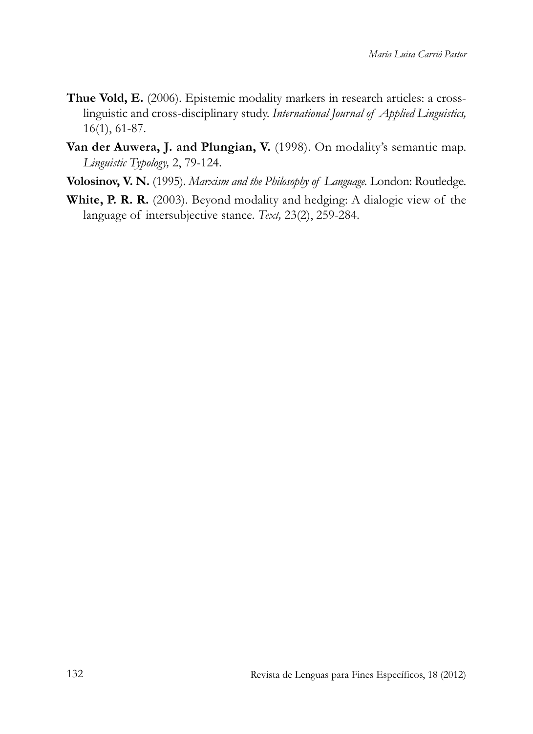**Thue Vold, E.** (2006). Epistemic modality markers in research articles: a cross-linguistic and cross-disciplinary study. *International Journal of Applied Linguistics,* 16(1), 61-87.

**Van der Auwera, J. and Plungian, V.** (1998). On modality's semantic map. *Linguistic Typology,* 2, 79-124.

**Volosinov, V. N.** (1995). *Marxism and the Philosophy of Language.* London: Routledge.

**White, P. R. R.** (2003). Beyond modality and hedging: A dialogic view of the language of intersubjective stance. *Text,* 23(2), 259-284.